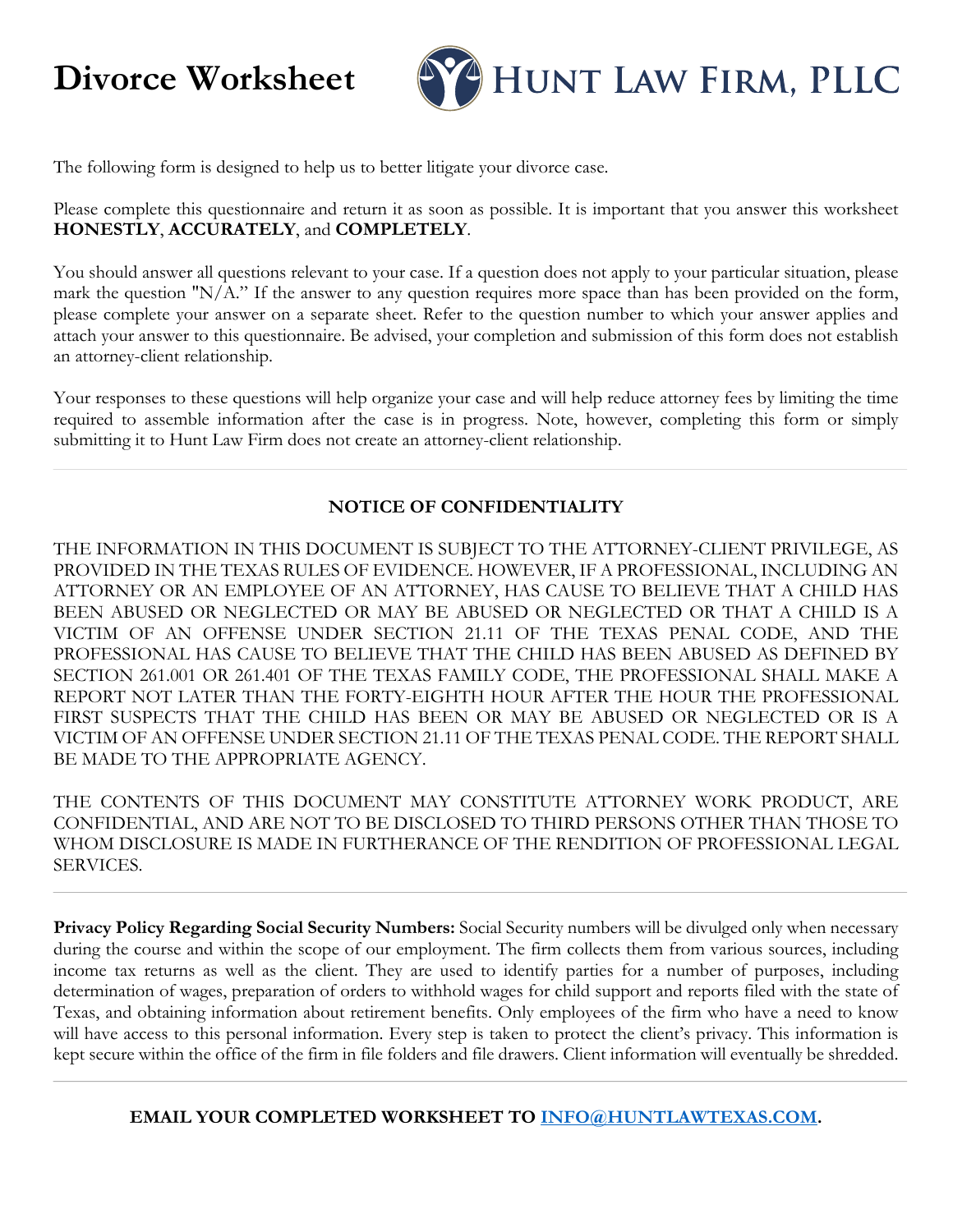# Divorce Worksheet

**HUNT LAW FIRM, PLLC**

The following form is designed to help us to better litigate your divorce case.

Please complete this questionnaire and return it as soon as possible. It is important that you answer this worksheet **HONESTLY**, **ACCURATELY**, and **COMPLETELY**.

You should answer all questions relevant to your case. If a question does not apply to your particular situation, please mark the question "N/A." If the answer to any question requires more space than has been provided on the form, please complete your answer on a separate sheet. Refer to the question number to which your answer applies and attach your answer to this questionnaire. Be advised, your completion and submission of this form does not establish an attorney-client relationship.

Your responses to these questions will help organize your case and will help reduce attorney fees by limiting the time required to assemble information after the case is in progress. Note, however, completing this form or simply submitting it to Hunt Law Firm does not create an attorney-client relationship.

---

**NOTICE OF CONFIDENTIALITY**

THE INFORMATION IN THIS DOCUMENT IS SUBJECT TO THE ATTORNEY-CLIENT PRIVILEGE, AS PROVIDED IN THE TEXAS RULES OF EVIDENCE. HOWEVER, IF A PROFESSIONAL, INCLUDING AN ATTORNEY OR AN EMPLOYEE OF AN ATTORNEY, HAS CAUSE TO BELIEVE THAT A CHILD HAS BEEN ABUSED OR NEGLECTED OR MAY BE ABUSED OR NEGLECTED OR THAT A CHILD IS A VICTIM OF AN OFFENSE UNDER SECTION 21.11 OF THE TEXAS PENAL CODE, AND THE PROFESSIONAL HAS CAUSE TO BELIEVE THAT THE CHILD HAS BEEN ABUSED AS DEFINED BY SECTION 261.001 OR 261.401 OF THE TEXAS FAMILY CODE, THE PROFESSIONAL SHALL MAKE A REPORT NOT LATER THAN THE FORTY-EIGHTH HOUR AFTER THE HOUR THE PROFESSIONAL FIRST SUSPECTS THAT THE CHILD HAS BEEN OR MAY BE ABUSED OR NEGLECTED OR IS A VICTIM OF AN OFFENSE UNDER SECTION 21.11 OF THE TEXAS PENAL CODE. THE REPORT SHALL BE MADE TO THE APPROPRIATE AGENCY.

THE CONTENTS OF THIS DOCUMENT MAY CONSTITUTE ATTORNEY WORK PRODUCT, ARE CONFIDENTIAL, AND ARE NOT TO BE DISCLOSED TO THIRD PERSONS OTHER THAN THOSE TO WHOM DISCLOSURE IS MADE IN FURTHERANCE OF THE RENDITION OF PROFESSIONAL LEGAL SERVICES.

---

**Privacy Policy Regarding Social Security Numbers:** Social Security numbers will be divulged only when necessary during the course and within the scope of our employment. The firm collects them from various sources, including income tax returns as well as the client. They are used to identify parties for a number of purposes, including determination of wages, preparation of orders to withhold wages for child support and reports filed with the state of Texas, and obtaining information about retirement benefits. Only employees of the firm who have a need to know will have access to this personal information. Every step is taken to protect the client's privacy. This information is kept secure within the office of the firm in file folders and file drawers. Client information will eventually be shredded.

---

**EMAIL YOUR COMPLETED WORKSHEET TO INFO@HUNTLAWTEXAS.COM.**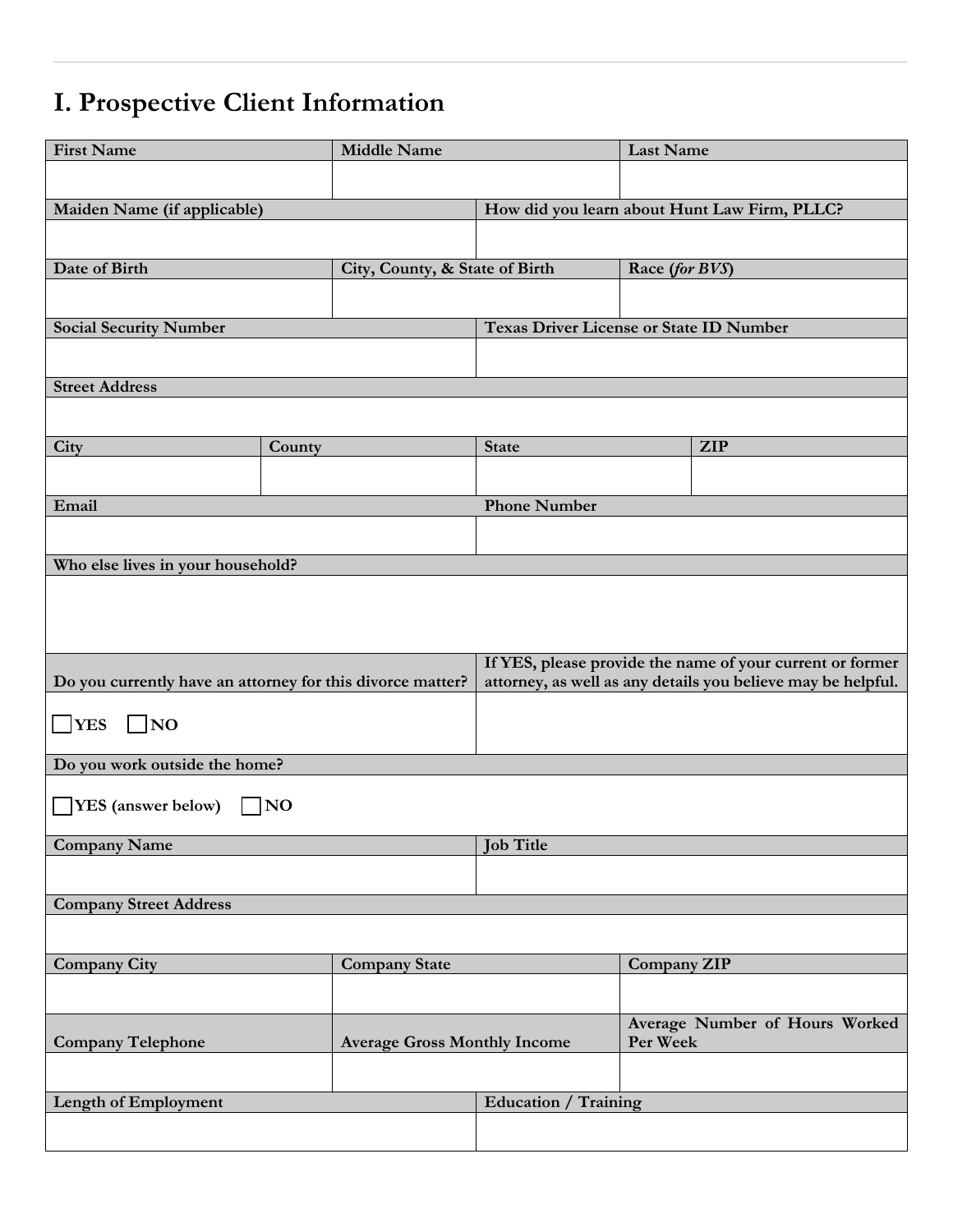# I. Prospective Client Information

| First Name | Middle Name | Last Name |
|---|---|---|
| | | |

| Maiden Name (if applicable) | How did you learn about Hunt Law Firm, PLLC? |
|---|---|
| | |

| Date of Birth | City, County, & State of Birth | Race (*for BVS*) |
|---|---|---|
| | | |

| Social Security Number | Texas Driver License or State ID Number |
|---|---|
| | |

| Street Address |
|---|
| |

| City | County | State | ZIP |
|---|---|---|---|
| | | | |

| Email | Phone Number |
|---|---|
| | |

| Who else lives in your household? |
|---|
| |

| Do you currently have an attorney for this divorce matter? | If YES, please provide the name of your current or former attorney, as well as any details you believe may be helpful. |
|---|---|
| ☐ YES ☐ NO | |

| Do you work outside the home? |
|---|
| ☐ YES (answer below) ☐ NO |

| Company Name | Job Title |
|---|---|
| | |

| Company Street Address |
|---|
| |

| Company City | Company State | Company ZIP |
|---|---|---|
| | | |

| Company Telephone | Average Gross Monthly Income | Average Number of Hours Worked Per Week |
|---|---|---|
| | | |

| Length of Employment | Education / Training |
|---|---|
| | |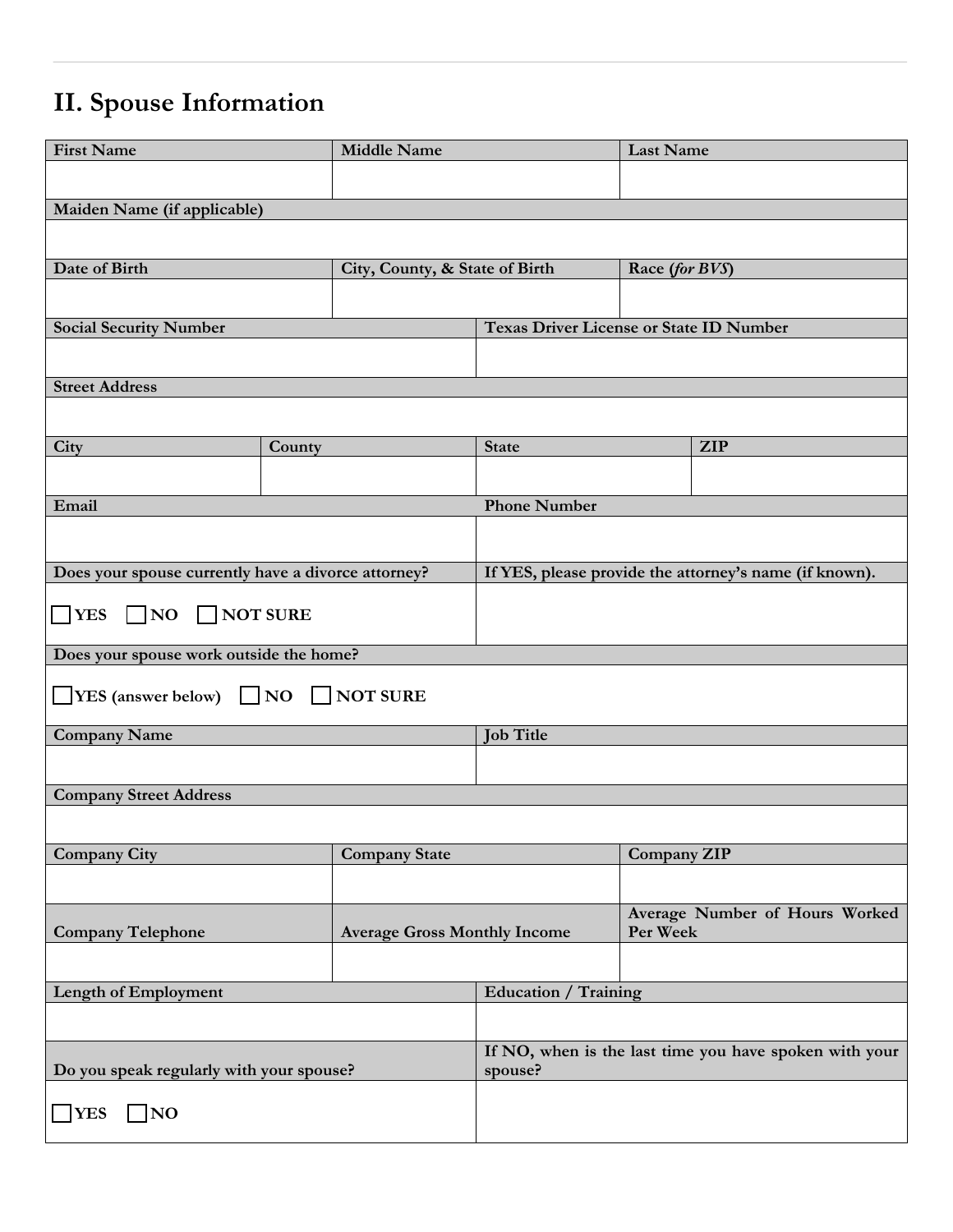## II. Spouse Information

| First Name | Middle Name | Last Name |
|---|---|---|
| | | |

| Maiden Name (if applicable) |
|---|
| |

| Date of Birth | City, County, & State of Birth | Race (*for BVS*) |
|---|---|---|
| | | |

| Social Security Number | Texas Driver License or State ID Number |
|---|---|
| | |

| Street Address |
|---|
| |

| City | County | State | ZIP |
|---|---|---|---|
| | | | |

| Email | Phone Number |
|---|---|
| | |

| Does your spouse currently have a divorce attorney? | If YES, please provide the attorney's name (if known). |
|---|---|
| ☐ YES ☐ NO ☐ NOT SURE | |

| Does your spouse work outside the home? |
|---|
| ☐ YES (answer below) ☐ NO ☐ NOT SURE |

| Company Name | Job Title |
|---|---|
| | |

| Company Street Address |
|---|
| |

| Company City | Company State | Company ZIP |
|---|---|---|
| | | |

| Company Telephone | Average Gross Monthly Income | Average Number of Hours Worked Per Week |
|---|---|---|
| | | |

| Length of Employment | Education / Training |
|---|---|
| | |

| Do you speak regularly with your spouse? | If NO, when is the last time you have spoken with your spouse? |
|---|---|
| ☐ YES ☐ NO | |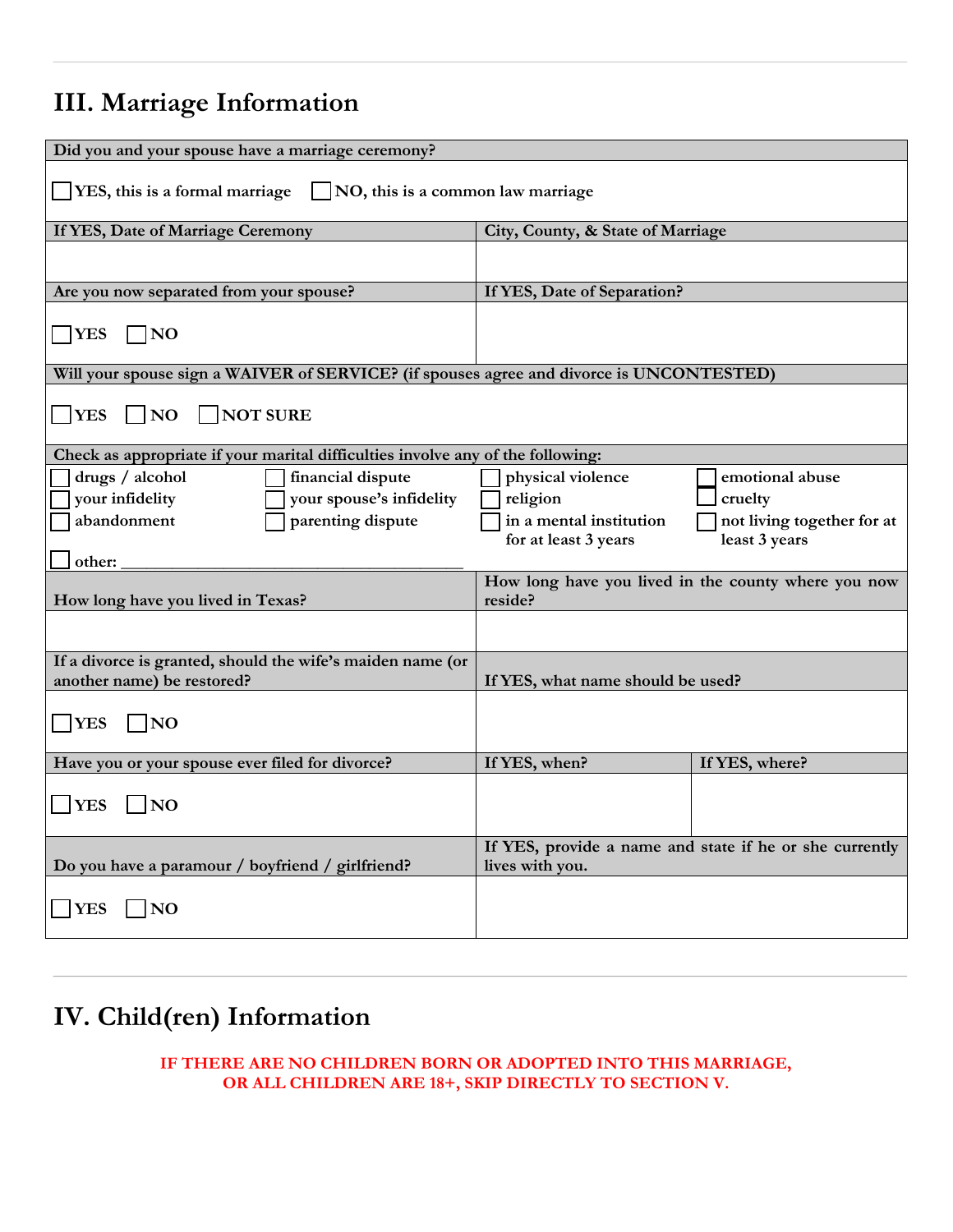## III. Marriage Information

| Did you and your spouse have a marriage ceremony? | |
|---|---|
| ☐ YES, this is a formal marriage ☐ NO, this is a common law marriage | |
| **If YES, Date of Marriage Ceremony** | **City, County, & State of Marriage** |
| | |
| **Are you now separated from your spouse?** | **If YES, Date of Separation?** |
| ☐ YES ☐ NO | |

| Will your spouse sign a WAIVER of SERVICE? (if spouses agree and divorce is UNCONTESTED) |
|---|
| ☐ YES ☐ NO ☐ NOT SURE |

| Check as appropriate if your marital difficulties involve any of the following: | | | |
|---|---|---|---|
| ☐ drugs / alcohol | ☐ financial dispute | ☐ physical violence | ☐ emotional abuse |
| ☐ your infidelity | ☐ your spouse's infidelity | ☐ religion | ☐ cruelty |
| ☐ abandonment | ☐ parenting dispute | ☐ in a mental institution for at least 3 years | ☐ not living together for at least 3 years |
| ☐ other: ________________________________________ | | | |

| How long have you lived in Texas? | How long have you lived in the county where you now reside? | |
|---|---|---|
| | | |
| **If a divorce is granted, should the wife's maiden name (or another name) be restored?** | **If YES, what name should be used?** | |
| ☐ YES ☐ NO | | |
| **Have you or your spouse ever filed for divorce?** | **If YES, when?** | **If YES, where?** |
| ☐ YES ☐ NO | | |
| **Do you have a paramour / boyfriend / girlfriend?** | **If YES, provide a name and state if he or she currently lives with you.** | |
| ☐ YES ☐ NO | | |

## IV. Child(ren) Information

**IF THERE ARE NO CHILDREN BORN OR ADOPTED INTO THIS MARRIAGE, OR ALL CHILDREN ARE 18+, SKIP DIRECTLY TO SECTION V.**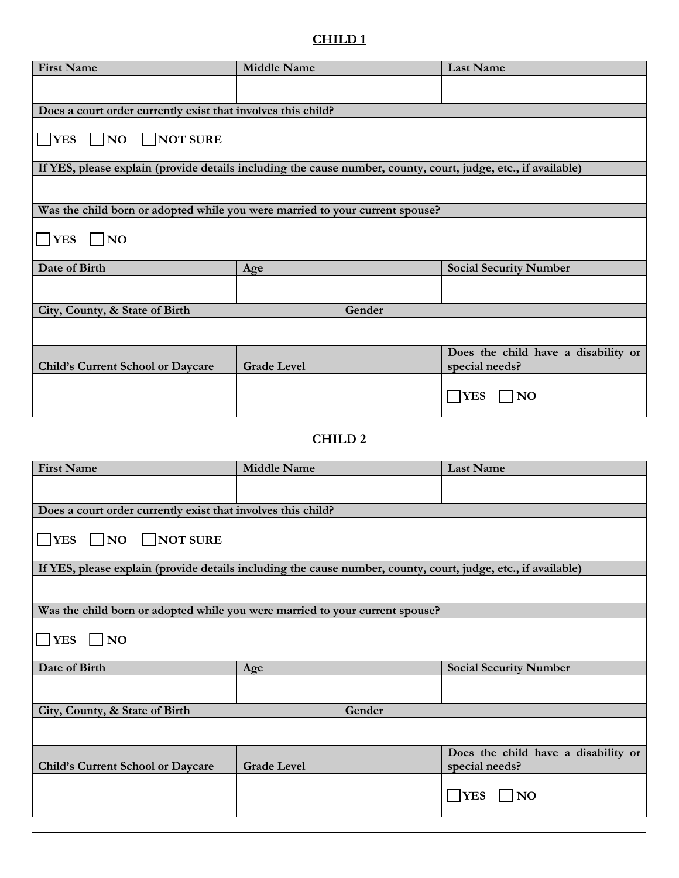## CHILD 1

| First Name | Middle Name | Last Name |
|---|---|---|
| | | |

**Does a court order currently exist that involves this child?**

☐ **YES** ☐ **NO** ☐ **NOT SURE**

**If YES, please explain (provide details including the cause number, county, court, judge, etc., if available)**

**Was the child born or adopted while you were married to your current spouse?**

☐ **YES** ☐ **NO**

| Date of Birth | Age | Social Security Number |
|---|---|---|
| | | |

| City, County, & State of Birth | Gender |
|---|---|
| | |

| Child's Current School or Daycare | Grade Level | Does the child have a disability or special needs? |
|---|---|---|
| | | ☐ **YES** ☐ **NO** |

## CHILD 2

| First Name | Middle Name | Last Name |
|---|---|---|
| | | |

**Does a court order currently exist that involves this child?**

☐ **YES** ☐ **NO** ☐ **NOT SURE**

**If YES, please explain (provide details including the cause number, county, court, judge, etc., if available)**

**Was the child born or adopted while you were married to your current spouse?**

☐ **YES** ☐ **NO**

| Date of Birth | Age | Social Security Number |
|---|---|---|
| | | |

| City, County, & State of Birth | Gender |
|---|---|
| | |

| Child's Current School or Daycare | Grade Level | Does the child have a disability or special needs? |
|---|---|---|
| | | ☐ **YES** ☐ **NO** |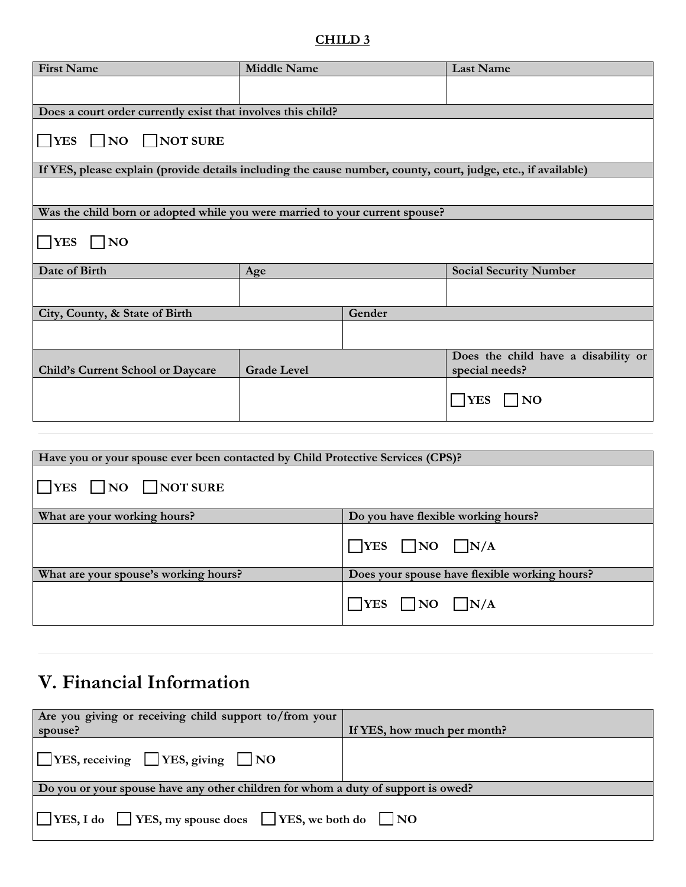**CHILD 3**

| First Name | Middle Name | Last Name |
|---|---|---|
| | | |

| Does a court order currently exist that involves this child? |
|---|
| ☐ YES ☐ NO ☐ NOT SURE |
| **If YES, please explain (provide details including the cause number, county, court, judge, etc., if available)** |
| |
| **Was the child born or adopted while you were married to your current spouse?** |
| ☐ YES ☐ NO |

| Date of Birth | Age | Social Security Number |
|---|---|---|
| | | |

| City, County, & State of Birth | Gender |
|---|---|
| | |

| Child's Current School or Daycare | Grade Level | Does the child have a disability or special needs? |
|---|---|---|
| | | ☐ YES ☐ NO |

| Have you or your spouse ever been contacted by Child Protective Services (CPS)? | |
|---|---|
| ☐ YES ☐ NO ☐ NOT SURE | |
| **What are your working hours?** | **Do you have flexible working hours?** |
| | ☐ YES ☐ NO ☐ N/A |
| **What are your spouse's working hours?** | **Does your spouse have flexible working hours?** |
| | ☐ YES ☐ NO ☐ N/A |

# V. Financial Information

| Are you giving or receiving child support to/from your spouse? | If YES, how much per month? |
|---|---|
| ☐ YES, receiving ☐ YES, giving ☐ NO | |
| **Do you or your spouse have any other children for whom a duty of support is owed?** | |
| ☐ YES, I do ☐ YES, my spouse does ☐ YES, we both do ☐ NO | |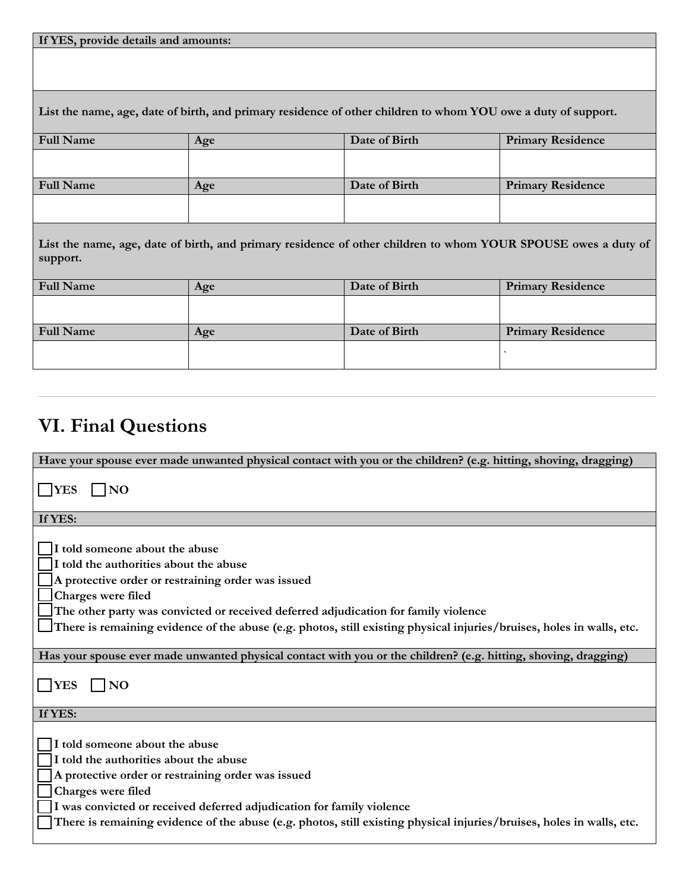| If YES, provide details and amounts: |
|---|
| |

**List the name, age, date of birth, and primary residence of other children to whom YOU owe a duty of support.**

| Full Name | Age | Date of Birth | Primary Residence |
|---|---|---|---|
| | | | |
| **Full Name** | **Age** | **Date of Birth** | **Primary Residence** |
| | | | |

**List the name, age, date of birth, and primary residence of other children to whom YOUR SPOUSE owes a duty of support.**

| Full Name | Age | Date of Birth | Primary Residence |
|---|---|---|---|
| | | | |
| **Full Name** | **Age** | **Date of Birth** | **Primary Residence** |
| | | | ` |

---

## VI. Final Questions

**Have your spouse ever made unwanted physical contact with you or the children? (e.g. hitting, shoving, dragging)**

☐ **YES** ☐ **NO**

**If YES:**

☐ **I told someone about the abuse**
☐ **I told the authorities about the abuse**
☐ **A protective order or restraining order was issued**
☐ **Charges were filed**
☐ **The other party was convicted or received deferred adjudication for family violence**
☐ **There is remaining evidence of the abuse (e.g. photos, still existing physical injuries/bruises, holes in walls, etc.**

**Has your spouse ever made unwanted physical contact with you or the children? (e.g. hitting, shoving, dragging)**

☐ **YES** ☐ **NO**

**If YES:**

☐ **I told someone about the abuse**
☐ **I told the authorities about the abuse**
☐ **A protective order or restraining order was issued**
☐ **Charges were filed**
☐ **I was convicted or received deferred adjudication for family violence**
☐ **There is remaining evidence of the abuse (e.g. photos, still existing physical injuries/bruises, holes in walls, etc.**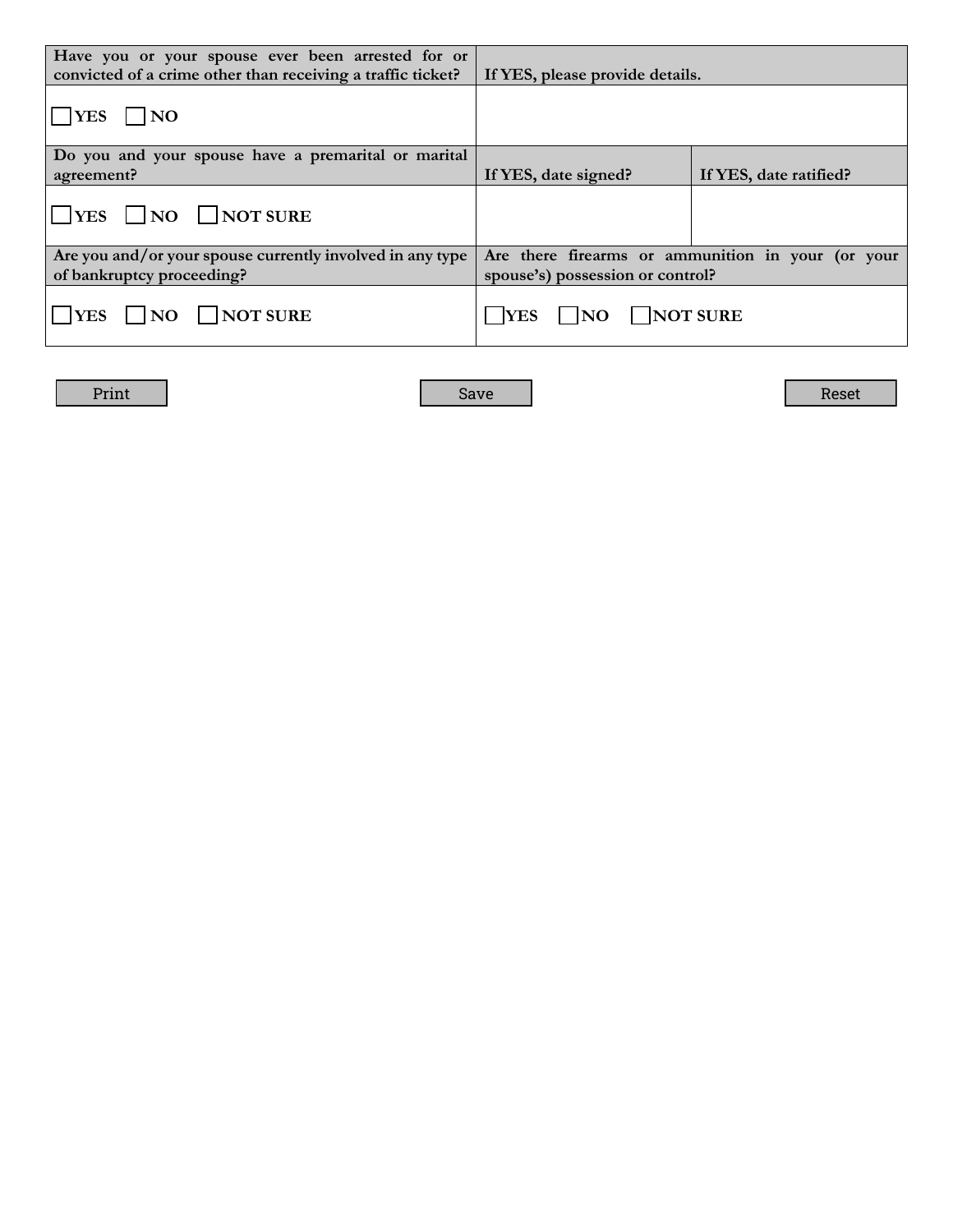| | | |
|---|---|---|
| **Have you or your spouse ever been arrested for or convicted of a crime other than receiving a traffic ticket?** | **If YES, please provide details.** | |
| ☐ **YES** ☐ **NO** | | |
| **Do you and your spouse have a premarital or marital agreement?** | **If YES, date signed?** | **If YES, date ratified?** |
| ☐ **YES** ☐ **NO** ☐ **NOT SURE** | | |
| **Are you and/or your spouse currently involved in any type of bankruptcy proceeding?** | **Are there firearms or ammunition in your (or your spouse's) possession or control?** | |
| ☐ **YES** ☐ **NO** ☐ **NOT SURE** | ☐ **YES** ☐ **NO** ☐ **NOT SURE** | |

Print Save Reset